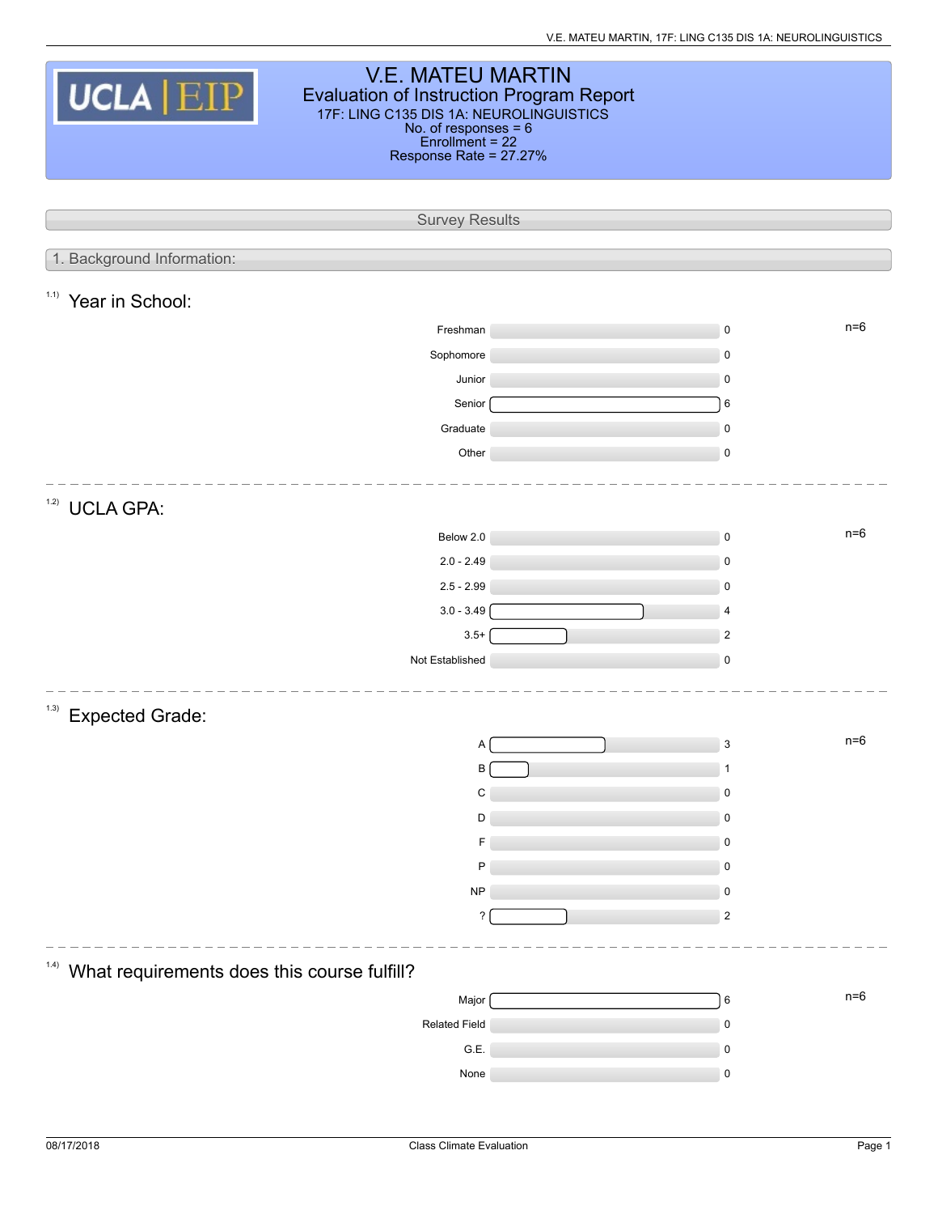# V.E. MATEU MARTIN

## Evaluation of Instruction Program Report

17F: LING C135 DIS 1A: NEUROLINGUISTICS
No. of responses = 6
Enrollment = 22
Response Rate = 27.27%

## Survey Results

### 1. Background Information:

#### 1.1) Year in School:

n=6

| Option | Count |
| --- | --- |
| Freshman | 0 |
| Sophomore | 0 |
| Junior | 0 |
| Senior | 6 |
| Graduate | 0 |
| Other | 0 |

#### 1.2) UCLA GPA:

n=6

| Option | Count |
| --- | --- |
| Below 2.0 | 0 |
| 2.0 - 2.49 | 0 |
| 2.5 - 2.99 | 0 |
| 3.0 - 3.49 | 4 |
| 3.5+ | 2 |
| Not Established | 0 |

#### 1.3) Expected Grade:

n=6

| Option | Count |
| --- | --- |
| A | 3 |
| B | 1 |
| C | 0 |
| D | 0 |
| F | 0 |
| P | 0 |
| NP | 0 |
| ? | 2 |

#### 1.4) What requirements does this course fulfill?

n=6

| Option | Count |
| --- | --- |
| Major | 6 |
| Related Field | 0 |
| G.E. | 0 |
| None | 0 |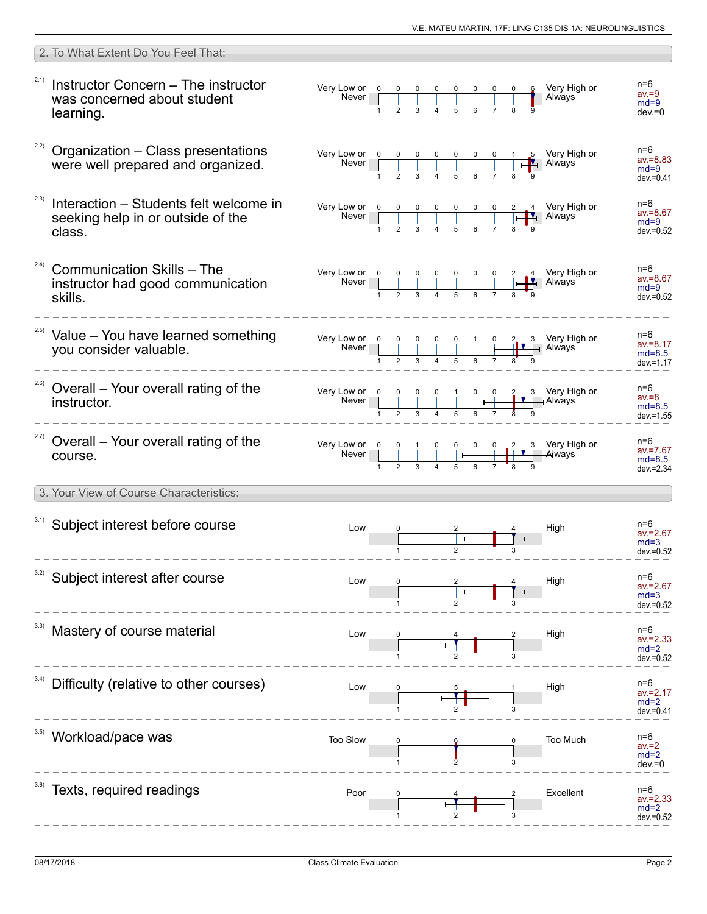## 2. To What Extent Do You Feel That:

| Item | Left pole | 1 | 2 | 3 | 4 | 5 | 6 | 7 | 8 | 9 | Right pole | Statistics |
|---|---|---|---|---|---|---|---|---|---|---|---|---|
| 2.1) Instructor Concern – The instructor was concerned about student learning. | Very Low or Never | 0 | 0 | 0 | 0 | 0 | 0 | 0 | 0 | 6 | Very High or Always | n=6, av.=9, md=9, dev.=0 |
| 2.2) Organization – Class presentations were well prepared and organized. | Very Low or Never | 0 | 0 | 0 | 0 | 0 | 0 | 0 | 1 | 5 | Very High or Always | n=6, av.=8.83, md=9, dev.=0.41 |
| 2.3) Interaction – Students felt welcome in seeking help in or outside of the class. | Very Low or Never | 0 | 0 | 0 | 0 | 0 | 0 | 0 | 2 | 4 | Very High or Always | n=6, av.=8.67, md=9, dev.=0.52 |
| 2.4) Communication Skills – The instructor had good communication skills. | Very Low or Never | 0 | 0 | 0 | 0 | 0 | 0 | 0 | 2 | 4 | Very High or Always | n=6, av.=8.67, md=9, dev.=0.52 |
| 2.5) Value – You have learned something you consider valuable. | Very Low or Never | 0 | 0 | 0 | 0 | 0 | 1 | 0 | 2 | 3 | Very High or Always | n=6, av.=8.17, md=8.5, dev.=1.17 |
| 2.6) Overall – Your overall rating of the instructor. | Very Low or Never | 0 | 0 | 0 | 0 | 1 | 0 | 0 | 2 | 3 | Very High or Always | n=6, av.=8, md=8.5, dev.=1.55 |
| 2.7) Overall – Your overall rating of the course. | Very Low or Never | 0 | 0 | 1 | 0 | 0 | 0 | 0 | 2 | 3 | Very High or Always | n=6, av.=7.67, md=8.5, dev.=2.34 |

## 3. Your View of Course Characteristics:

| Item | Left pole | 1 | 2 | 3 | Right pole | Statistics |
|---|---|---|---|---|---|---|
| 3.1) Subject interest before course | Low | 0 | 2 | 4 | High | n=6, av.=2.67, md=3, dev.=0.52 |
| 3.2) Subject interest after course | Low | 0 | 2 | 4 | High | n=6, av.=2.67, md=3, dev.=0.52 |
| 3.3) Mastery of course material | Low | 0 | 4 | 2 | High | n=6, av.=2.33, md=2, dev.=0.52 |
| 3.4) Difficulty (relative to other courses) | Low | 0 | 5 | 1 | High | n=6, av.=2.17, md=2, dev.=0.41 |
| 3.5) Workload/pace was | Too Slow | 0 | 6 | 0 | Too Much | n=6, av.=2, md=2, dev.=0 |
| 3.6) Texts, required readings | Poor | 0 | 4 | 2 | Excellent | n=6, av.=2.33, md=2, dev.=0.52 |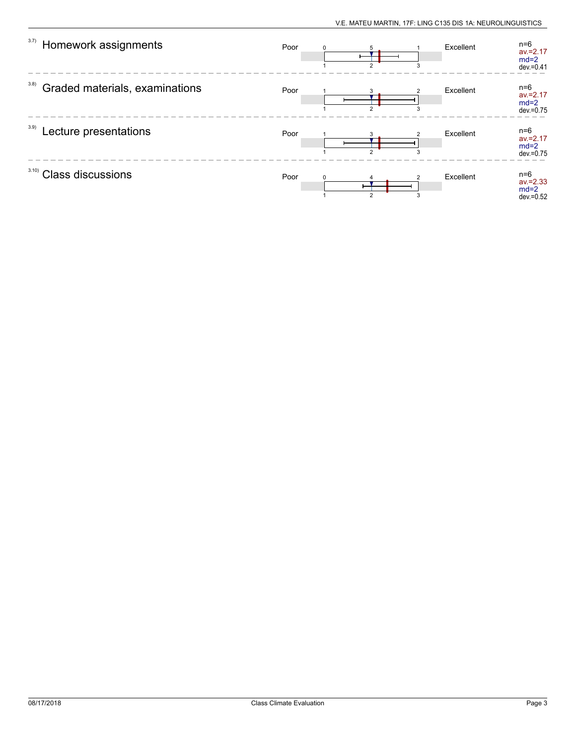| Item | Question | Left pole | Distribution (1 / 2 / 3) | Right pole | Statistics |
|---|---|---|---|---|---|
| 3.7) | Homework assignments | Poor | 0 / 5 / 1 | Excellent | n=6, av.=2.17, md=2, dev.=0.41 |
| 3.8) | Graded materials, examinations | Poor | 1 / 3 / 2 | Excellent | n=6, av.=2.17, md=2, dev.=0.75 |
| 3.9) | Lecture presentations | Poor | 1 / 3 / 2 | Excellent | n=6, av.=2.17, md=2, dev.=0.75 |
| 3.10) | Class discussions | Poor | 0 / 4 / 2 | Excellent | n=6, av.=2.33, md=2, dev.=0.52 |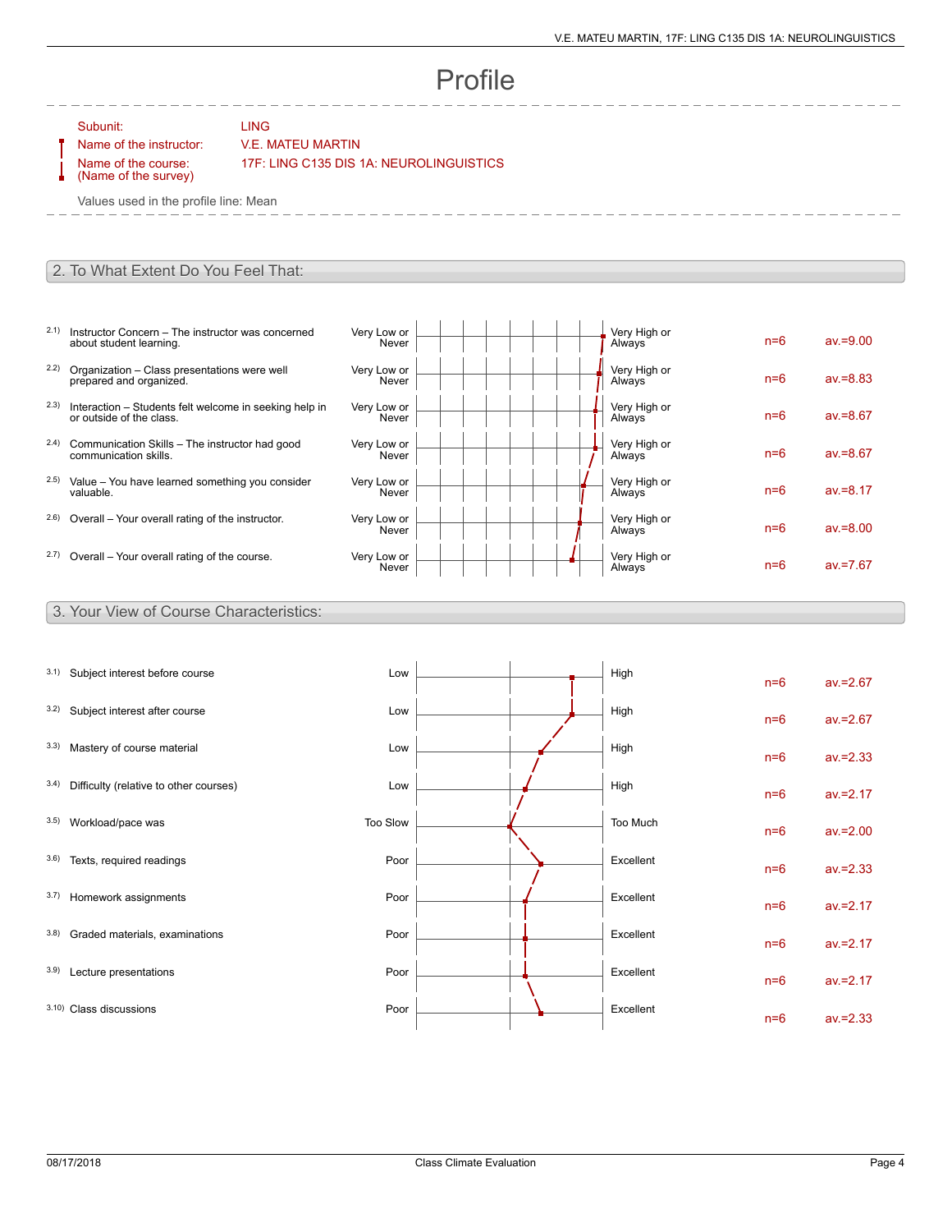# Profile

Subunit: LING

Name of the instructor: V.E. MATEU MARTIN

Name of the course: (Name of the survey) 17F: LING C135 DIS 1A: NEUROLINGUISTICS

Values used in the profile line: Mean

## 2. To What Extent Do You Feel That:

| | Item | Left pole | Right pole | n | av. |
|---|---|---|---|---|---|
| 2.1) | Instructor Concern – The instructor was concerned about student learning. | Very Low or Never | Very High or Always | n=6 | av.=9.00 |
| 2.2) | Organization – Class presentations were well prepared and organized. | Very Low or Never | Very High or Always | n=6 | av.=8.83 |
| 2.3) | Interaction – Students felt welcome in seeking help in or outside of the class. | Very Low or Never | Very High or Always | n=6 | av.=8.67 |
| 2.4) | Communication Skills – The instructor had good communication skills. | Very Low or Never | Very High or Always | n=6 | av.=8.67 |
| 2.5) | Value – You have learned something you consider valuable. | Very Low or Never | Very High or Always | n=6 | av.=8.17 |
| 2.6) | Overall – Your overall rating of the instructor. | Very Low or Never | Very High or Always | n=6 | av.=8.00 |
| 2.7) | Overall – Your overall rating of the course. | Very Low or Never | Very High or Always | n=6 | av.=7.67 |

## 3. Your View of Course Characteristics:

| | Item | Left pole | Right pole | n | av. |
|---|---|---|---|---|---|
| 3.1) | Subject interest before course | Low | High | n=6 | av.=2.67 |
| 3.2) | Subject interest after course | Low | High | n=6 | av.=2.67 |
| 3.3) | Mastery of course material | Low | High | n=6 | av.=2.33 |
| 3.4) | Difficulty (relative to other courses) | Low | High | n=6 | av.=2.17 |
| 3.5) | Workload/pace was | Too Slow | Too Much | n=6 | av.=2.00 |
| 3.6) | Texts, required readings | Poor | Excellent | n=6 | av.=2.33 |
| 3.7) | Homework assignments | Poor | Excellent | n=6 | av.=2.17 |
| 3.8) | Graded materials, examinations | Poor | Excellent | n=6 | av.=2.17 |
| 3.9) | Lecture presentations | Poor | Excellent | n=6 | av.=2.17 |
| 3.10) | Class discussions | Poor | Excellent | n=6 | av.=2.33 |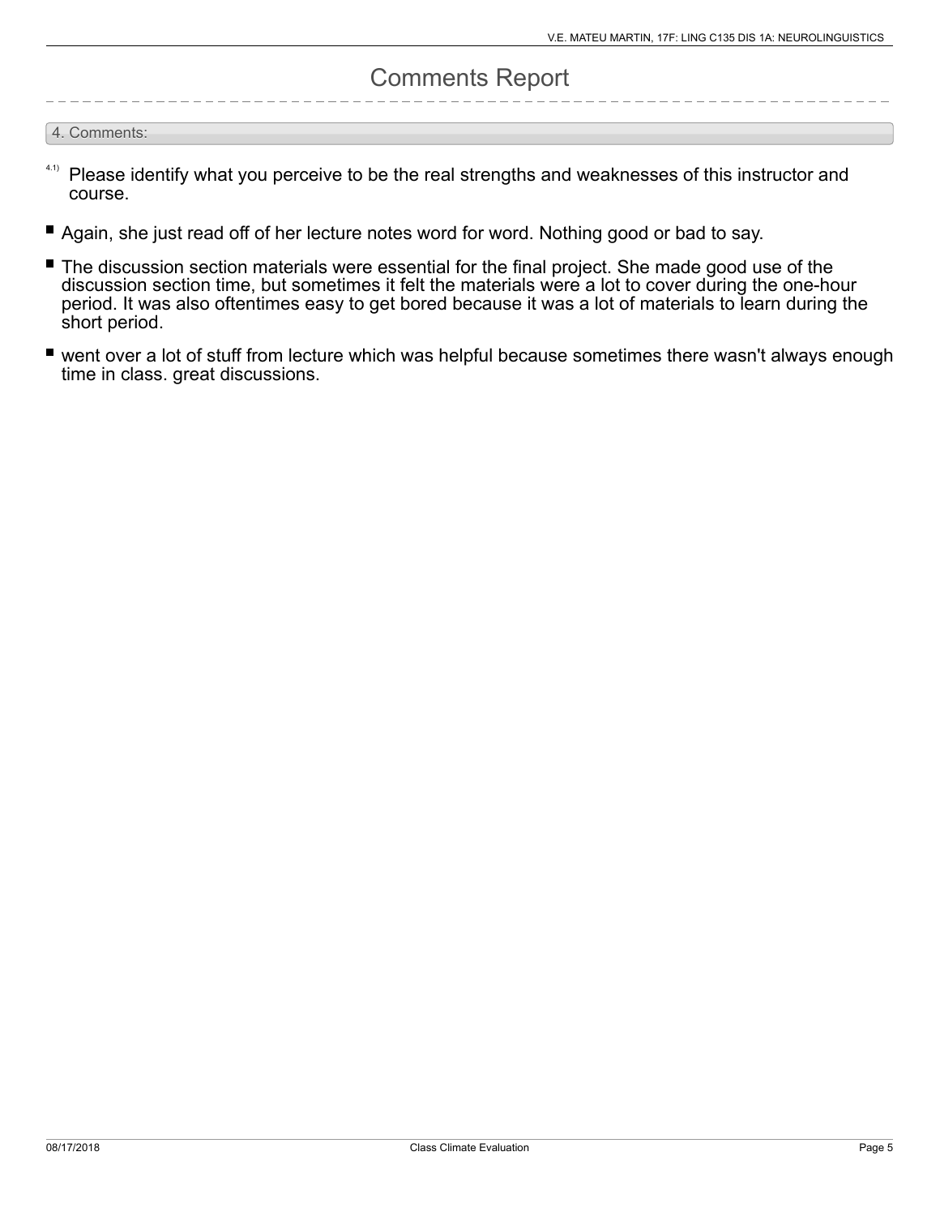# Comments Report

## 4. Comments:

4.1) Please identify what you perceive to be the real strengths and weaknesses of this instructor and course.

- Again, she just read off of her lecture notes word for word. Nothing good or bad to say.
- The discussion section materials were essential for the final project. She made good use of the discussion section time, but sometimes it felt the materials were a lot to cover during the one-hour period. It was also oftentimes easy to get bored because it was a lot of materials to learn during the short period.
- went over a lot of stuff from lecture which was helpful because sometimes there wasn't always enough time in class. great discussions.